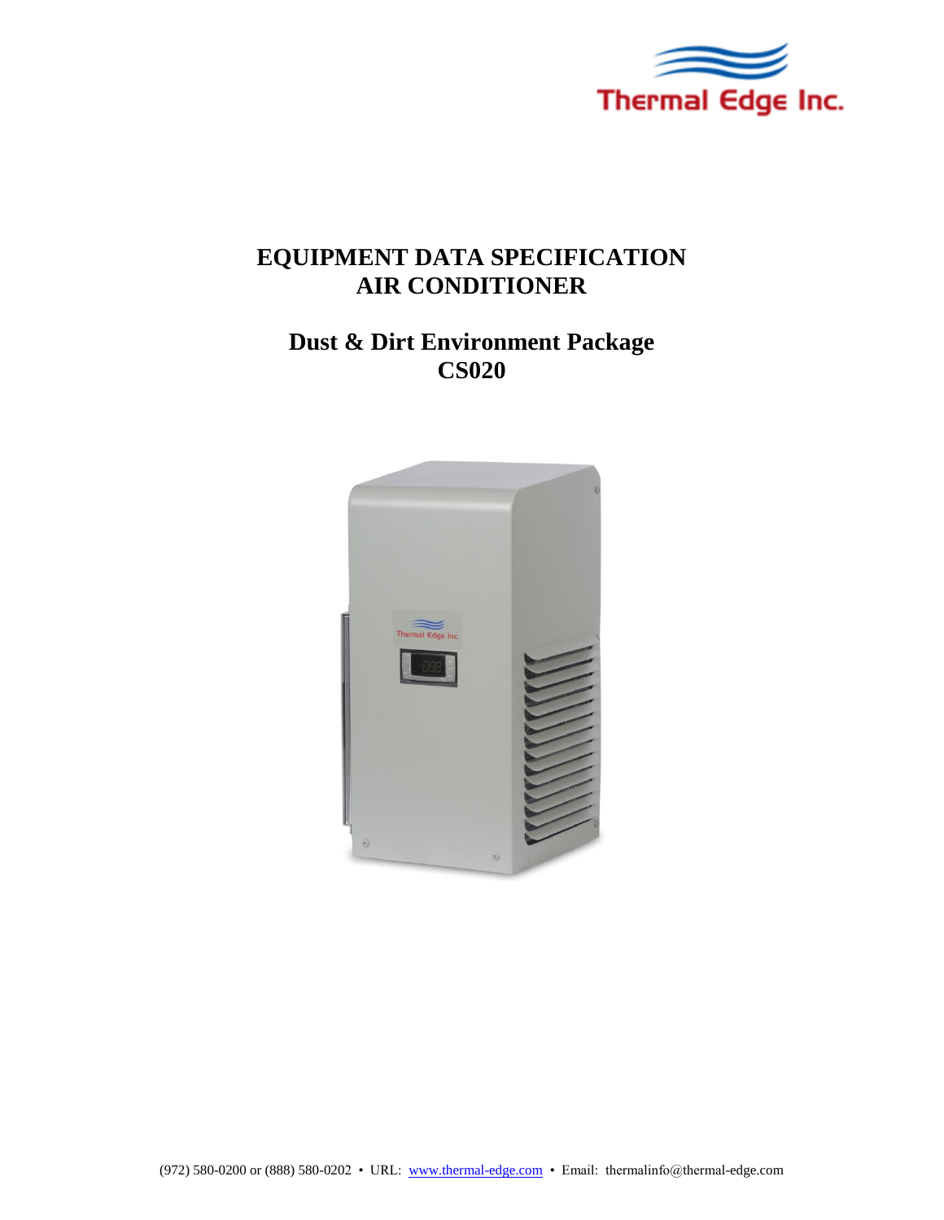# EQUIPMENT DATA SPECIFICATION
# AIR CONDITIONER

## Dust & Dirt Environment Package
## CS020

(972) 580-0200 or (888) 580-0202 • URL: www.thermal-edge.com • Email: thermalinfo@thermal-edge.com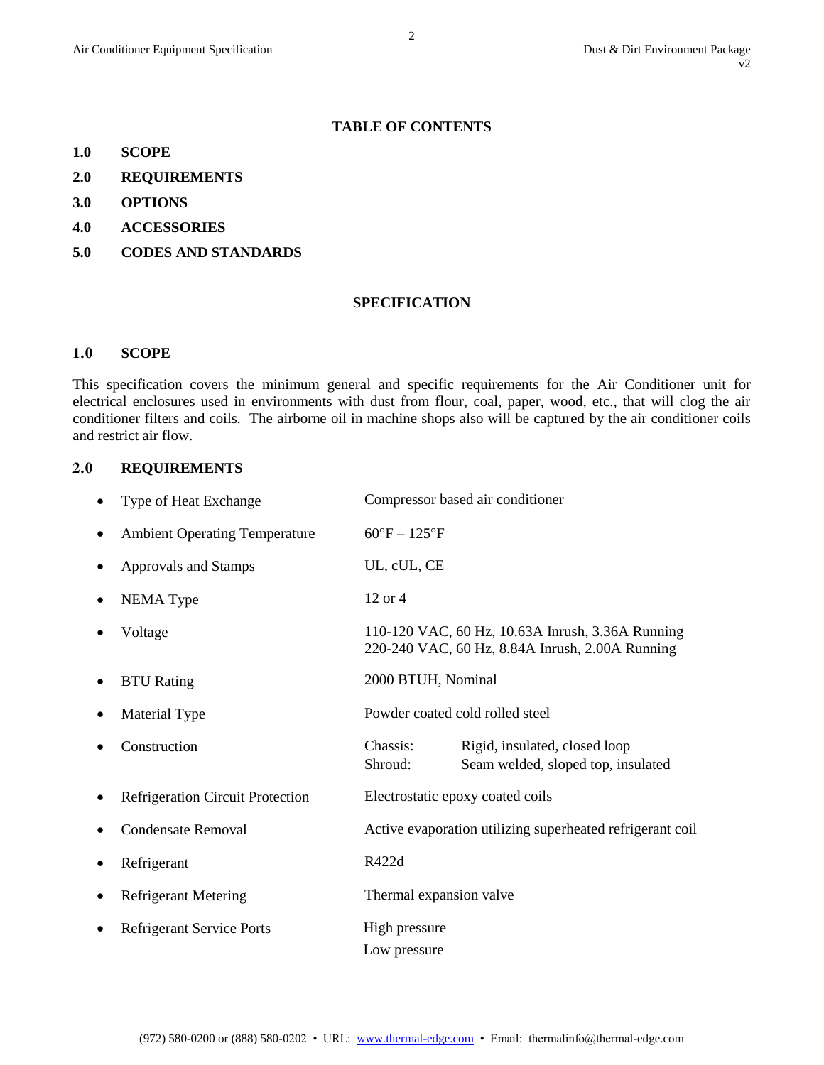## TABLE OF CONTENTS

**1.0 SCOPE**

**2.0 REQUIREMENTS**

**3.0 OPTIONS**

**4.0 ACCESSORIES**

**5.0 CODES AND STANDARDS**

## SPECIFICATION

## 1.0 SCOPE

This specification covers the minimum general and specific requirements for the Air Conditioner unit for electrical enclosures used in environments with dust from flour, coal, paper, wood, etc., that will clog the air conditioner filters and coils. The airborne oil in machine shops also will be captured by the air conditioner coils and restrict air flow.

## 2.0 REQUIREMENTS

- Type of Heat Exchange — Compressor based air conditioner
- Ambient Operating Temperature — 60°F – 125°F
- Approvals and Stamps — UL, cUL, CE
- NEMA Type — 12 or 4
- Voltage — 110-120 VAC, 60 Hz, 10.63A Inrush, 3.36A Running; 220-240 VAC, 60 Hz, 8.84A Inrush, 2.00A Running
- BTU Rating — 2000 BTUH, Nominal
- Material Type — Powder coated cold rolled steel
- Construction — Chassis: Rigid, insulated, closed loop; Shroud: Seam welded, sloped top, insulated
- Refrigeration Circuit Protection — Electrostatic epoxy coated coils
- Condensate Removal — Active evaporation utilizing superheated refrigerant coil
- Refrigerant — R422d
- Refrigerant Metering — Thermal expansion valve
- Refrigerant Service Ports — High pressure; Low pressure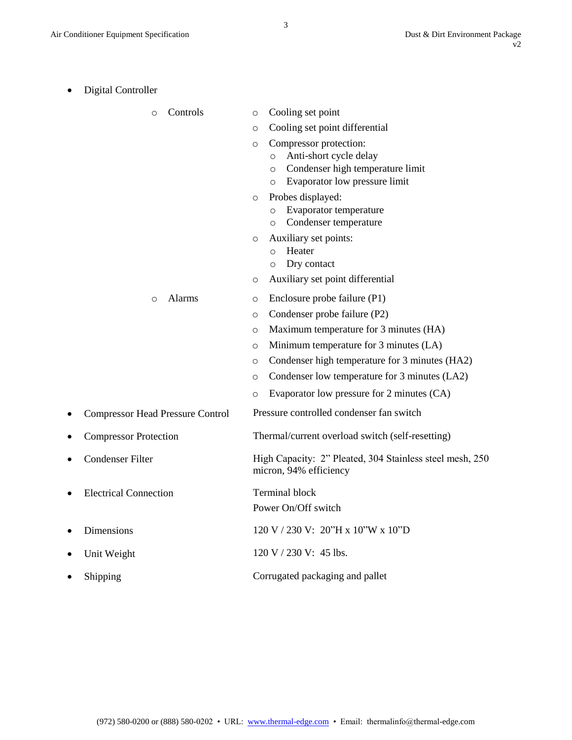- Digital Controller
  - Controls
    - Cooling set point
    - Cooling set point differential
    - Compressor protection:
      - Anti-short cycle delay
      - Condenser high temperature limit
      - Evaporator low pressure limit
    - Probes displayed:
      - Evaporator temperature
      - Condenser temperature
    - Auxiliary set points:
      - Heater
      - Dry contact
    - Auxiliary set point differential
  - Alarms
    - Enclosure probe failure (P1)
    - Condenser probe failure (P2)
    - Maximum temperature for 3 minutes (HA)
    - Minimum temperature for 3 minutes (LA)
    - Condenser high temperature for 3 minutes (HA2)
    - Condenser low temperature for 3 minutes (LA2)
    - Evaporator low pressure for 2 minutes (CA)
- Compressor Head Pressure Control: Pressure controlled condenser fan switch
- Compressor Protection: Thermal/current overload switch (self-resetting)
- Condenser Filter: High Capacity: 2" Pleated, 304 Stainless steel mesh, 250 micron, 94% efficiency
- Electrical Connection: Terminal block
  Power On/Off switch
- Dimensions: 120 V / 230 V: 20"H x 10"W x 10"D
- Unit Weight: 120 V / 230 V: 45 lbs.
- Shipping: Corrugated packaging and pallet

(972) 580-0200 or (888) 580-0202 • URL: www.thermal-edge.com • Email: thermalinfo@thermal-edge.com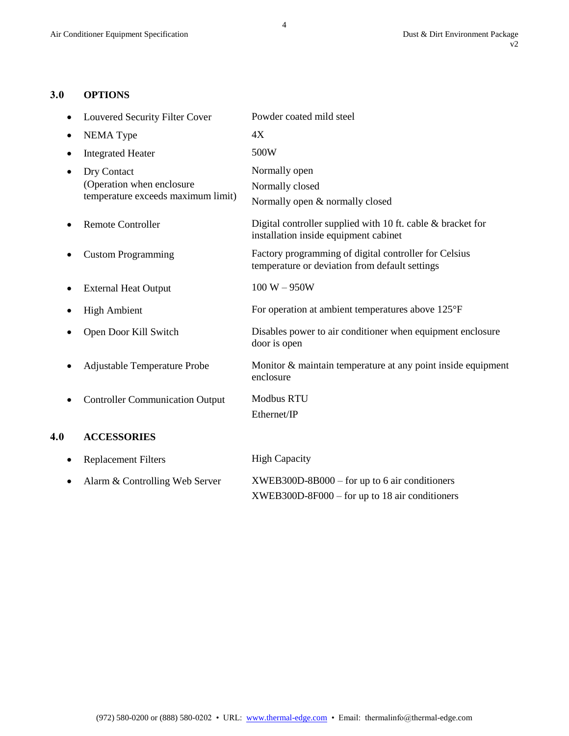## 3.0 OPTIONS

| | |
|---|---|
| Louvered Security Filter Cover | Powder coated mild steel |
| NEMA Type | 4X |
| Integrated Heater | 500W |
| Dry Contact (Operation when enclosure temperature exceeds maximum limit) | Normally open<br>Normally closed<br>Normally open & normally closed |
| Remote Controller | Digital controller supplied with 10 ft. cable & bracket for installation inside equipment cabinet |
| Custom Programming | Factory programming of digital controller for Celsius temperature or deviation from default settings |
| External Heat Output | 100 W – 950W |
| High Ambient | For operation at ambient temperatures above 125°F |
| Open Door Kill Switch | Disables power to air conditioner when equipment enclosure door is open |
| Adjustable Temperature Probe | Monitor & maintain temperature at any point inside equipment enclosure |
| Controller Communication Output | Modbus RTU<br>Ethernet/IP |

## 4.0 ACCESSORIES

| | |
|---|---|
| Replacement Filters | High Capacity |
| Alarm & Controlling Web Server | XWEB300D-8B000 – for up to 6 air conditioners<br>XWEB300D-8F000 – for up to 18 air conditioners |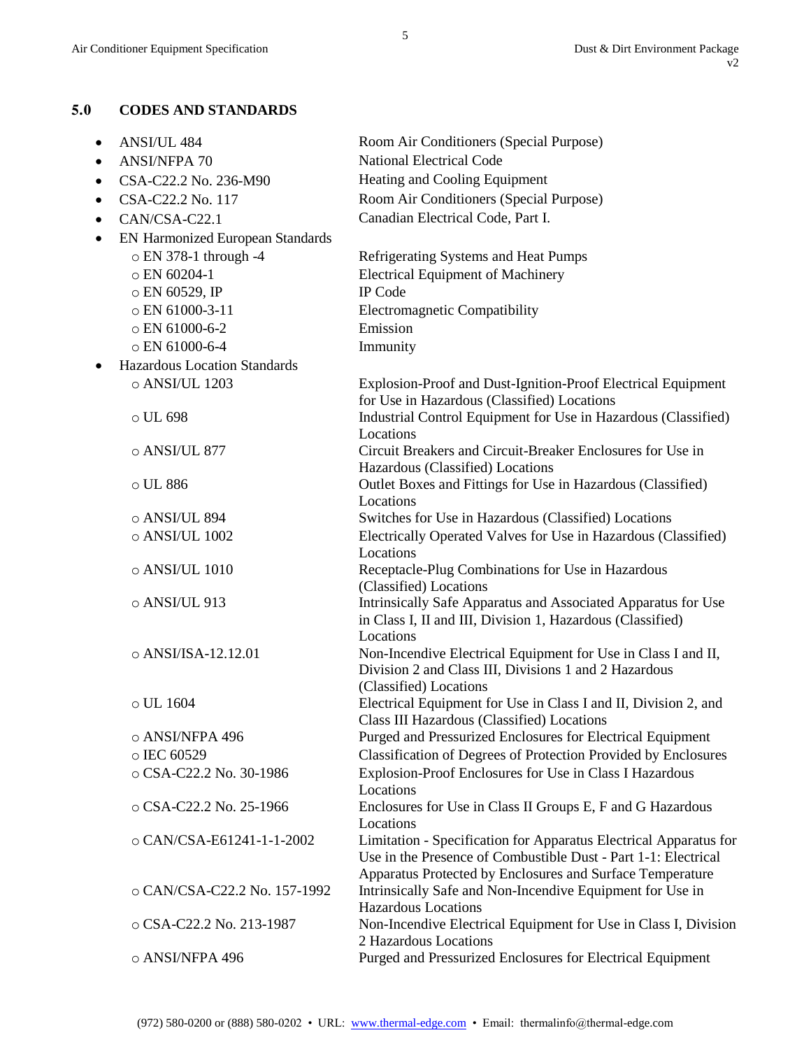## 5.0 CODES AND STANDARDS

- ANSI/UL 484 — Room Air Conditioners (Special Purpose)
- ANSI/NFPA 70 — National Electrical Code
- CSA-C22.2 No. 236-M90 — Heating and Cooling Equipment
- CSA-C22.2 No. 117 — Room Air Conditioners (Special Purpose)
- CAN/CSA-C22.1 — Canadian Electrical Code, Part I.
- EN Harmonized European Standards
  - EN 378-1 through -4 — Refrigerating Systems and Heat Pumps
  - EN 60204-1 — Electrical Equipment of Machinery
  - EN 60529, IP — IP Code
  - EN 61000-3-11 — Electromagnetic Compatibility
  - EN 61000-6-2 — Emission
  - EN 61000-6-4 — Immunity
- Hazardous Location Standards
  - ANSI/UL 1203 — Explosion-Proof and Dust-Ignition-Proof Electrical Equipment for Use in Hazardous (Classified) Locations
  - UL 698 — Industrial Control Equipment for Use in Hazardous (Classified) Locations
  - ANSI/UL 877 — Circuit Breakers and Circuit-Breaker Enclosures for Use in Hazardous (Classified) Locations
  - UL 886 — Outlet Boxes and Fittings for Use in Hazardous (Classified) Locations
  - ANSI/UL 894 — Switches for Use in Hazardous (Classified) Locations
  - ANSI/UL 1002 — Electrically Operated Valves for Use in Hazardous (Classified) Locations
  - ANSI/UL 1010 — Receptacle-Plug Combinations for Use in Hazardous (Classified) Locations
  - ANSI/UL 913 — Intrinsically Safe Apparatus and Associated Apparatus for Use in Class I, II and III, Division 1, Hazardous (Classified) Locations
  - ANSI/ISA-12.12.01 — Non-Incendive Electrical Equipment for Use in Class I and II, Division 2 and Class III, Divisions 1 and 2 Hazardous (Classified) Locations
  - UL 1604 — Electrical Equipment for Use in Class I and II, Division 2, and Class III Hazardous (Classified) Locations
  - ANSI/NFPA 496 — Purged and Pressurized Enclosures for Electrical Equipment
  - IEC 60529 — Classification of Degrees of Protection Provided by Enclosures
  - CSA-C22.2 No. 30-1986 — Explosion-Proof Enclosures for Use in Class I Hazardous Locations
  - CSA-C22.2 No. 25-1966 — Enclosures for Use in Class II Groups E, F and G Hazardous Locations
  - CAN/CSA-E61241-1-1-2002 — Limitation - Specification for Apparatus Electrical Apparatus for Use in the Presence of Combustible Dust - Part 1-1: Electrical Apparatus Protected by Enclosures and Surface Temperature
  - CAN/CSA-C22.2 No. 157-1992 — Intrinsically Safe and Non-Incendive Equipment for Use in Hazardous Locations
  - CSA-C22.2 No. 213-1987 — Non-Incendive Electrical Equipment for Use in Class I, Division 2 Hazardous Locations
  - ANSI/NFPA 496 — Purged and Pressurized Enclosures for Electrical Equipment